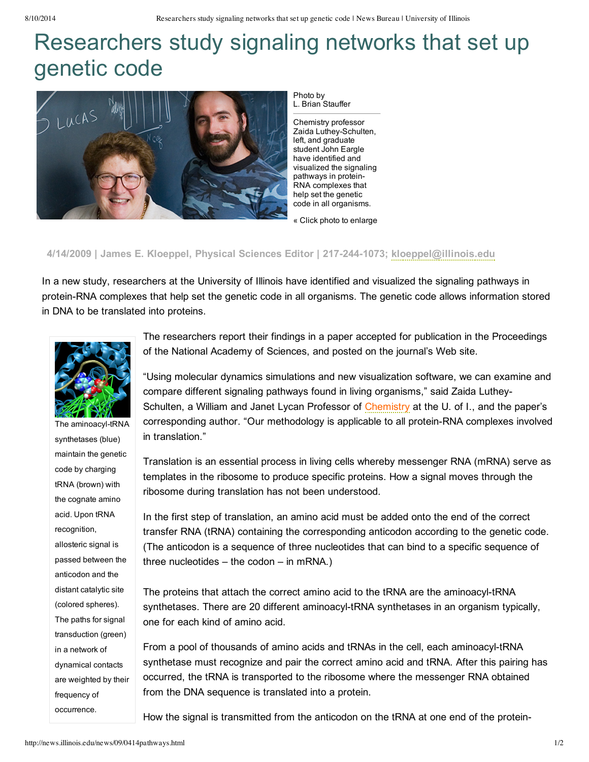# Researchers study signaling networks that set up genetic code

Photo by
L. Brian Stauffer

Chemistry professor Zaida Luthey-Schulten, left, and graduate student John Eargle have identified and visualized the signaling pathways in protein-RNA complexes that help set the genetic code in all organisms.

« Click photo to enlarge

**4/14/2009 | James E. Kloeppel, Physical Sciences Editor | 217-244-1073; kloeppel@illinois.edu**

In a new study, researchers at the University of Illinois have identified and visualized the signaling pathways in protein-RNA complexes that help set the genetic code in all organisms. The genetic code allows information stored in DNA to be translated into proteins.

The aminoacyl-tRNA synthetases (blue) maintain the genetic code by charging tRNA (brown) with the cognate amino acid. Upon tRNA recognition, allosteric signal is passed between the anticodon and the distant catalytic site (colored spheres). The paths for signal transduction (green) in a network of dynamical contacts are weighted by their frequency of occurrence.

The researchers report their findings in a paper accepted for publication in the Proceedings of the National Academy of Sciences, and posted on the journal's Web site.

"Using molecular dynamics simulations and new visualization software, we can examine and compare different signaling pathways found in living organisms," said Zaida Luthey-Schulten, a William and Janet Lycan Professor of Chemistry at the U. of I., and the paper's corresponding author. "Our methodology is applicable to all protein-RNA complexes involved in translation."

Translation is an essential process in living cells whereby messenger RNA (mRNA) serve as templates in the ribosome to produce specific proteins. How a signal moves through the ribosome during translation has not been understood.

In the first step of translation, an amino acid must be added onto the end of the correct transfer RNA (tRNA) containing the corresponding anticodon according to the genetic code. (The anticodon is a sequence of three nucleotides that can bind to a specific sequence of three nucleotides – the codon – in mRNA.)

The proteins that attach the correct amino acid to the tRNA are the aminoacyl-tRNA synthetases. There are 20 different aminoacyl-tRNA synthetases in an organism typically, one for each kind of amino acid.

From a pool of thousands of amino acids and tRNAs in the cell, each aminoacyl-tRNA synthetase must recognize and pair the correct amino acid and tRNA. After this pairing has occurred, the tRNA is transported to the ribosome where the messenger RNA obtained from the DNA sequence is translated into a protein.

How the signal is transmitted from the anticodon on the tRNA at one end of the protein-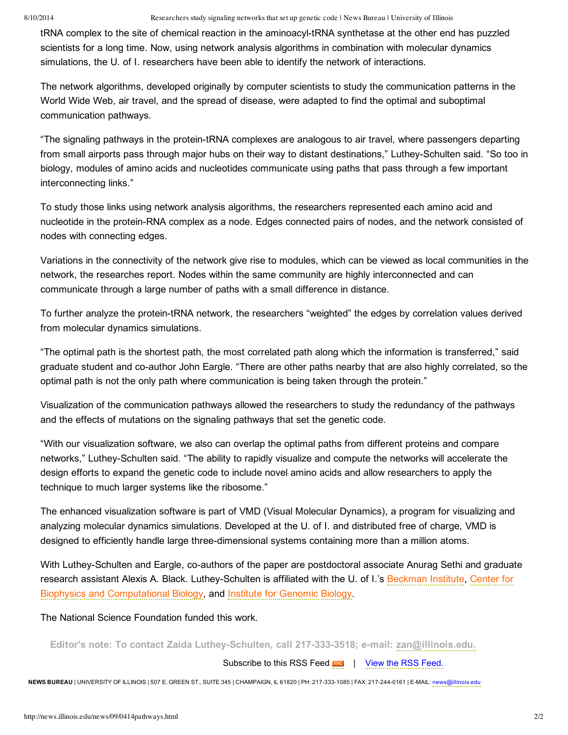tRNA complex to the site of chemical reaction in the aminoacyl-tRNA synthetase at the other end has puzzled scientists for a long time. Now, using network analysis algorithms in combination with molecular dynamics simulations, the U. of I. researchers have been able to identify the network of interactions.

The network algorithms, developed originally by computer scientists to study the communication patterns in the World Wide Web, air travel, and the spread of disease, were adapted to find the optimal and suboptimal communication pathways.

"The signaling pathways in the protein-tRNA complexes are analogous to air travel, where passengers departing from small airports pass through major hubs on their way to distant destinations," Luthey-Schulten said. "So too in biology, modules of amino acids and nucleotides communicate using paths that pass through a few important interconnecting links."

To study those links using network analysis algorithms, the researchers represented each amino acid and nucleotide in the protein-RNA complex as a node. Edges connected pairs of nodes, and the network consisted of nodes with connecting edges.

Variations in the connectivity of the network give rise to modules, which can be viewed as local communities in the network, the researches report. Nodes within the same community are highly interconnected and can communicate through a large number of paths with a small difference in distance.

To further analyze the protein-tRNA network, the researchers "weighted" the edges by correlation values derived from molecular dynamics simulations.

"The optimal path is the shortest path, the most correlated path along which the information is transferred," said graduate student and co-author John Eargle. "There are other paths nearby that are also highly correlated, so the optimal path is not the only path where communication is being taken through the protein."

Visualization of the communication pathways allowed the researchers to study the redundancy of the pathways and the effects of mutations on the signaling pathways that set the genetic code.

"With our visualization software, we also can overlap the optimal paths from different proteins and compare networks," Luthey-Schulten said. "The ability to rapidly visualize and compute the networks will accelerate the design efforts to expand the genetic code to include novel amino acids and allow researchers to apply the technique to much larger systems like the ribosome."

The enhanced visualization software is part of VMD (Visual Molecular Dynamics), a program for visualizing and analyzing molecular dynamics simulations. Developed at the U. of I. and distributed free of charge, VMD is designed to efficiently handle large three-dimensional systems containing more than a million atoms.

With Luthey-Schulten and Eargle, co-authors of the paper are postdoctoral associate Anurag Sethi and graduate research assistant Alexis A. Black. Luthey-Schulten is affiliated with the U. of I.'s Beckman Institute, Center for Biophysics and Computational Biology, and Institute for Genomic Biology.

The National Science Foundation funded this work.

**Editor's note: To contact Zaida Luthey-Schulten, call 217-333-3518; e-mail: zan@illinois.edu.**

Subscribe to this RSS Feed | View the RSS Feed.

**NEWS BUREAU** | UNIVERSITY OF ILLINOIS | 507 E. GREEN ST., SUITE 345 | CHAMPAIGN, IL 61820 | PH: 217-333-1085 | FAX: 217-244-0161 | E-MAIL: news@illinois.edu